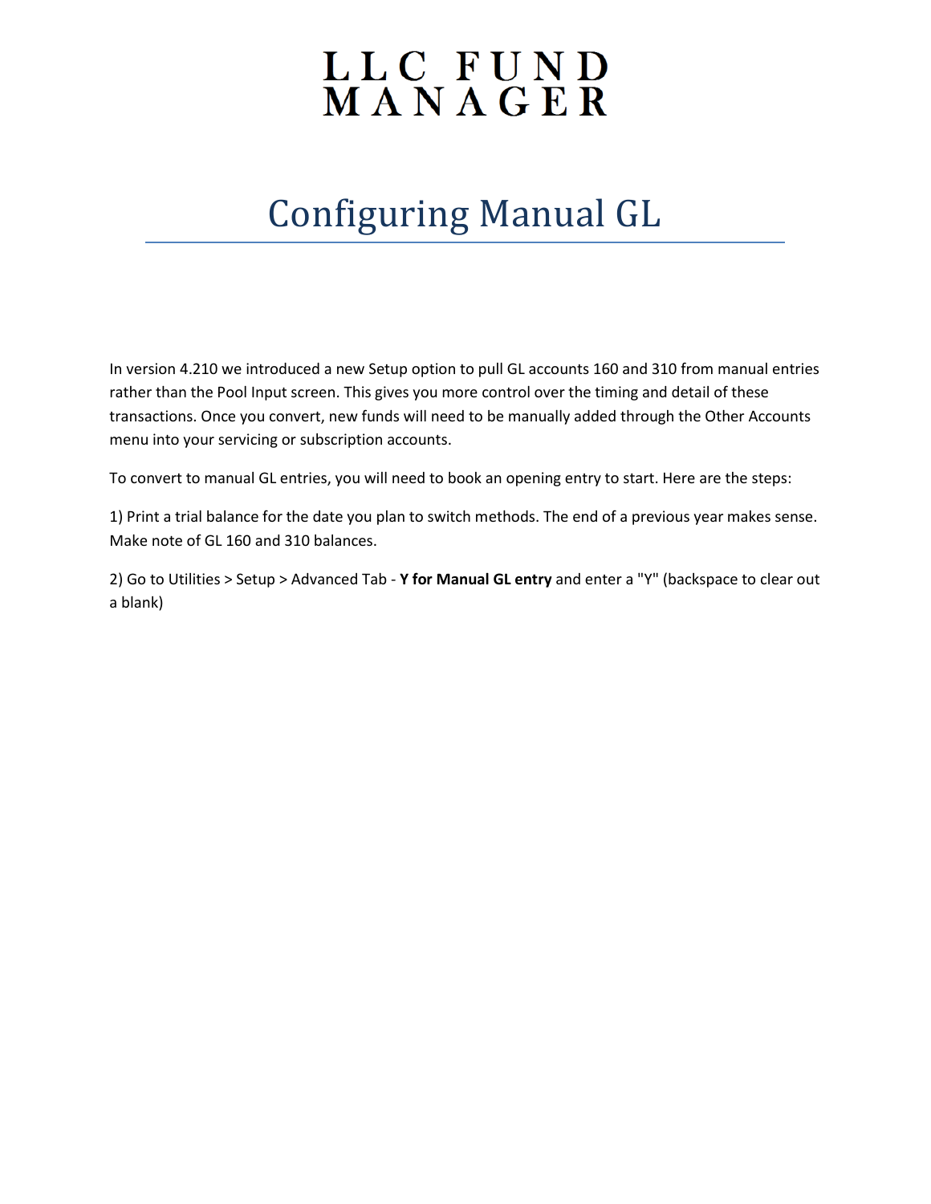# LLC FUND MANAGER

## Configuring Manual GL

In version 4.210 we introduced a new Setup option to pull GL accounts 160 and 310 from manual entries rather than the Pool Input screen. This gives you more control over the timing and detail of these transactions. Once you convert, new funds will need to be manually added through the Other Accounts menu into your servicing or subscription accounts.

To convert to manual GL entries, you will need to book an opening entry to start. Here are the steps:

1) Print a trial balance for the date you plan to switch methods. The end of a previous year makes sense. Make note of GL 160 and 310 balances.

2) Go to Utilities > Setup > Advanced Tab - **Y for Manual GL entry** and enter a "Y" (backspace to clear out a blank)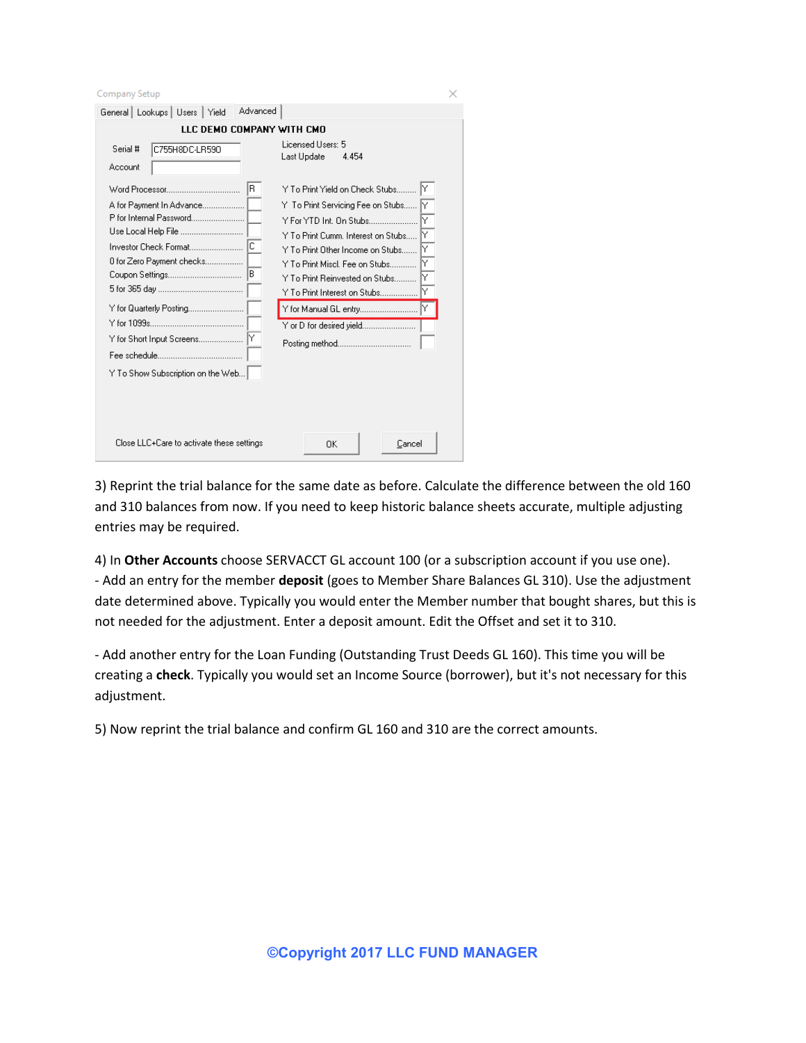Company Setup

General | Lookups | Users | Yield | Advanced

LLC DEMO COMPANY WITH CMO

Serial # C755H8DC-LR590

Account

Licensed Users: 5
Last Update 4.454

Word Processor................................ R
A for Payment In Advance..................
P for Internal Password.......................
Use Local Help File ...........................
Investor Check Format....................... C
0 for Zero Payment checks................
Coupon Settings................................ B
5 for 365 day .......................................
Y for Quarterly Posting........................
Y for 1099s..........................................
Y for Short Input Screens.................... Y
Fee schedule.......................................
Y To Show Subscription on the Web...

Y To Print Yield on Check Stubs......... Y
Y To Print Servicing Fee on Stubs...... Y
Y For YTD Int. On Stubs...................... Y
Y To Print Cumm. Interest on Stubs..... Y
Y To Print Other Income on Stubs....... Y
Y To Print Miscl. Fee on Stubs............ Y
Y To Print Reinvested on Stubs.......... Y
Y To Print Interest on Stubs................ Y
Y for Manual GL entry......................... Y
Y or D for desired yield.......................
Posting method.................................

Close LLC+Care to activate these settings

OK Cancel

3) Reprint the trial balance for the same date as before. Calculate the difference between the old 160 and 310 balances from now. If you need to keep historic balance sheets accurate, multiple adjusting entries may be required.

4) In **Other Accounts** choose SERVACCT GL account 100 (or a subscription account if you use one).
- Add an entry for the member **deposit** (goes to Member Share Balances GL 310). Use the adjustment date determined above. Typically you would enter the Member number that bought shares, but this is not needed for the adjustment. Enter a deposit amount. Edit the Offset and set it to 310.

- Add another entry for the Loan Funding (Outstanding Trust Deeds GL 160). This time you will be creating a **check**. Typically you would set an Income Source (borrower), but it's not necessary for this adjustment.

5) Now reprint the trial balance and confirm GL 160 and 310 are the correct amounts.

©Copyright 2017 LLC FUND MANAGER